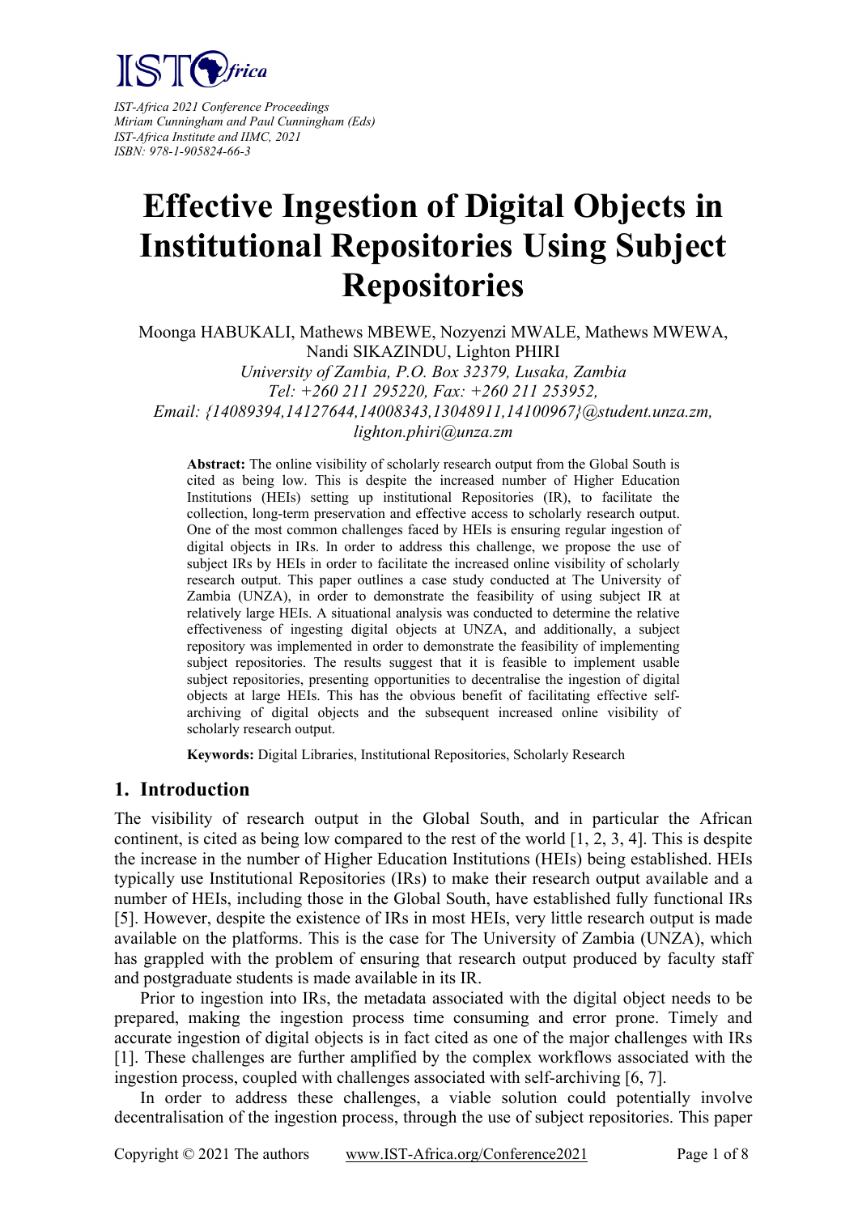*IST-Africa 2021 Conference Proceedings*
*Miriam Cunningham and Paul Cunningham (Eds)*
*IST-Africa Institute and IIMC, 2021*
*ISBN: 978-1-905824-66-3*

# Effective Ingestion of Digital Objects in Institutional Repositories Using Subject Repositories

Moonga HABUKALI, Mathews MBEWE, Nozyenzi MWALE, Mathews MWEWA, Nandi SIKAZINDU, Lighton PHIRI

*University of Zambia, P.O. Box 32379, Lusaka, Zambia*
*Tel: +260 211 295220, Fax: +260 211 253952,*
*Email: {14089394,14127644,14008343,13048911,14100967}@student.unza.zm, lighton.phiri@unza.zm*

**Abstract:** The online visibility of scholarly research output from the Global South is cited as being low. This is despite the increased number of Higher Education Institutions (HEIs) setting up institutional Repositories (IR), to facilitate the collection, long-term preservation and effective access to scholarly research output. One of the most common challenges faced by HEIs is ensuring regular ingestion of digital objects in IRs. In order to address this challenge, we propose the use of subject IRs by HEIs in order to facilitate the increased online visibility of scholarly research output. This paper outlines a case study conducted at The University of Zambia (UNZA), in order to demonstrate the feasibility of using subject IR at relatively large HEIs. A situational analysis was conducted to determine the relative effectiveness of ingesting digital objects at UNZA, and additionally, a subject repository was implemented in order to demonstrate the feasibility of implementing subject repositories. The results suggest that it is feasible to implement usable subject repositories, presenting opportunities to decentralise the ingestion of digital objects at large HEIs. This has the obvious benefit of facilitating effective self-archiving of digital objects and the subsequent increased online visibility of scholarly research output.

**Keywords:** Digital Libraries, Institutional Repositories, Scholarly Research

## 1. Introduction

The visibility of research output in the Global South, and in particular the African continent, is cited as being low compared to the rest of the world [1, 2, 3, 4]. This is despite the increase in the number of Higher Education Institutions (HEIs) being established. HEIs typically use Institutional Repositories (IRs) to make their research output available and a number of HEIs, including those in the Global South, have established fully functional IRs [5]. However, despite the existence of IRs in most HEIs, very little research output is made available on the platforms. This is the case for The University of Zambia (UNZA), which has grappled with the problem of ensuring that research output produced by faculty staff and postgraduate students is made available in its IR.

Prior to ingestion into IRs, the metadata associated with the digital object needs to be prepared, making the ingestion process time consuming and error prone. Timely and accurate ingestion of digital objects is in fact cited as one of the major challenges with IRs [1]. These challenges are further amplified by the complex workflows associated with the ingestion process, coupled with challenges associated with self-archiving [6, 7].

In order to address these challenges, a viable solution could potentially involve decentralisation of the ingestion process, through the use of subject repositories. This paper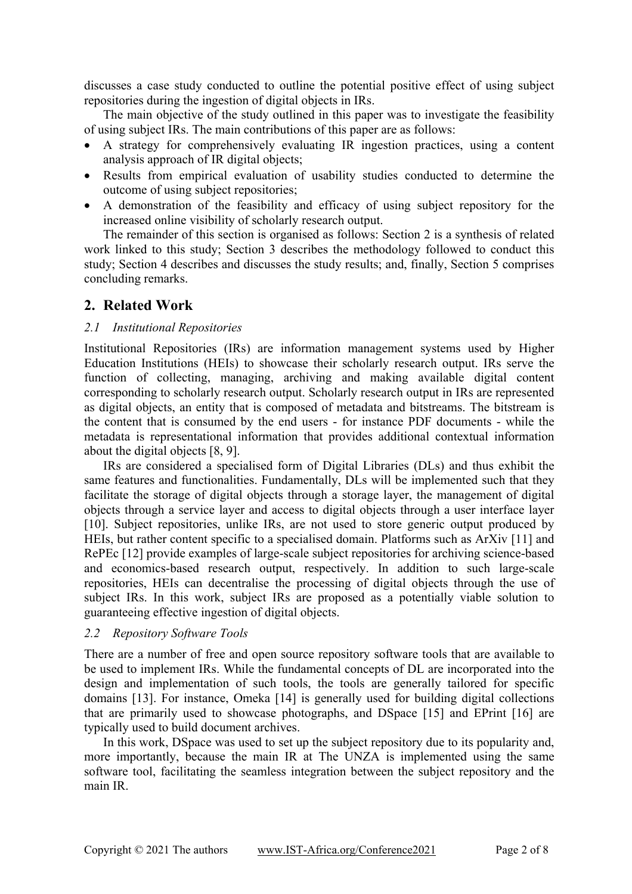discusses a case study conducted to outline the potential positive effect of using subject repositories during the ingestion of digital objects in IRs.

The main objective of the study outlined in this paper was to investigate the feasibility of using subject IRs. The main contributions of this paper are as follows:

- A strategy for comprehensively evaluating IR ingestion practices, using a content analysis approach of IR digital objects;
- Results from empirical evaluation of usability studies conducted to determine the outcome of using subject repositories;
- A demonstration of the feasibility and efficacy of using subject repository for the increased online visibility of scholarly research output.

The remainder of this section is organised as follows: Section 2 is a synthesis of related work linked to this study; Section 3 describes the methodology followed to conduct this study; Section 4 describes and discusses the study results; and, finally, Section 5 comprises concluding remarks.

## 2. Related Work

### *2.1 Institutional Repositories*

Institutional Repositories (IRs) are information management systems used by Higher Education Institutions (HEIs) to showcase their scholarly research output. IRs serve the function of collecting, managing, archiving and making available digital content corresponding to scholarly research output. Scholarly research output in IRs are represented as digital objects, an entity that is composed of metadata and bitstreams. The bitstream is the content that is consumed by the end users - for instance PDF documents - while the metadata is representational information that provides additional contextual information about the digital objects [8, 9].

IRs are considered a specialised form of Digital Libraries (DLs) and thus exhibit the same features and functionalities. Fundamentally, DLs will be implemented such that they facilitate the storage of digital objects through a storage layer, the management of digital objects through a service layer and access to digital objects through a user interface layer [10]. Subject repositories, unlike IRs, are not used to store generic output produced by HEIs, but rather content specific to a specialised domain. Platforms such as ArXiv [11] and RePEc [12] provide examples of large-scale subject repositories for archiving science-based and economics-based research output, respectively. In addition to such large-scale repositories, HEIs can decentralise the processing of digital objects through the use of subject IRs. In this work, subject IRs are proposed as a potentially viable solution to guaranteeing effective ingestion of digital objects.

### *2.2 Repository Software Tools*

There are a number of free and open source repository software tools that are available to be used to implement IRs. While the fundamental concepts of DL are incorporated into the design and implementation of such tools, the tools are generally tailored for specific domains [13]. For instance, Omeka [14] is generally used for building digital collections that are primarily used to showcase photographs, and DSpace [15] and EPrint [16] are typically used to build document archives.

In this work, DSpace was used to set up the subject repository due to its popularity and, more importantly, because the main IR at The UNZA is implemented using the same software tool, facilitating the seamless integration between the subject repository and the main IR.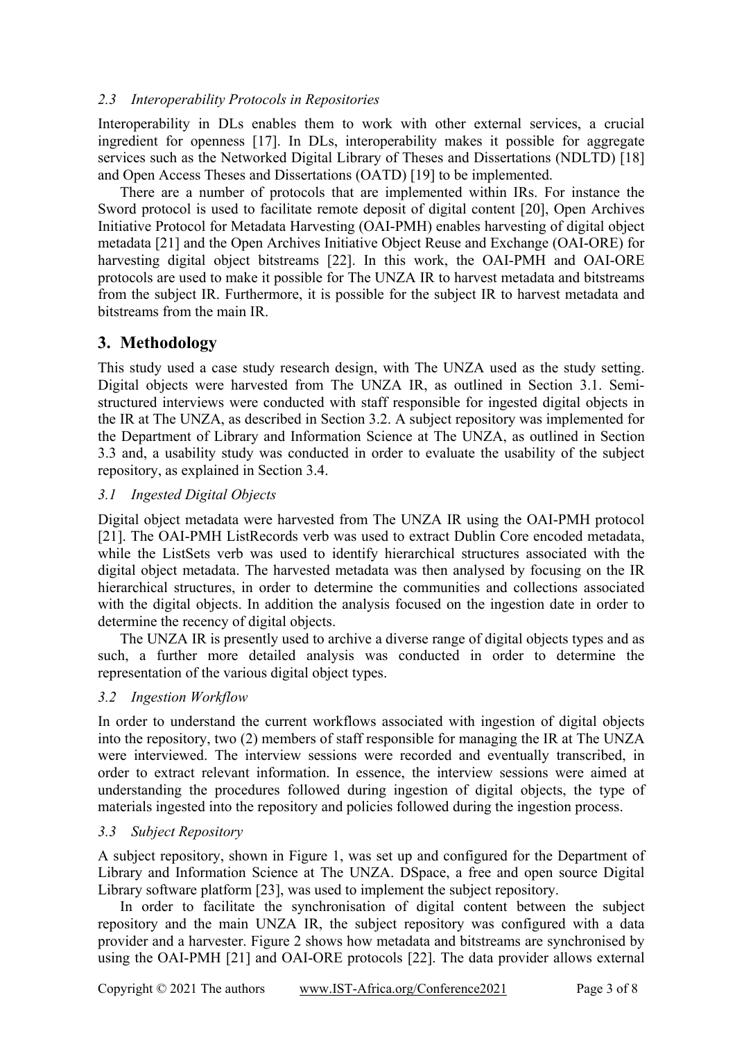### *2.3 Interoperability Protocols in Repositories*

Interoperability in DLs enables them to work with other external services, a crucial ingredient for openness [17]. In DLs, interoperability makes it possible for aggregate services such as the Networked Digital Library of Theses and Dissertations (NDLTD) [18] and Open Access Theses and Dissertations (OATD) [19] to be implemented.

There are a number of protocols that are implemented within IRs. For instance the Sword protocol is used to facilitate remote deposit of digital content [20], Open Archives Initiative Protocol for Metadata Harvesting (OAI-PMH) enables harvesting of digital object metadata [21] and the Open Archives Initiative Object Reuse and Exchange (OAI-ORE) for harvesting digital object bitstreams [22]. In this work, the OAI-PMH and OAI-ORE protocols are used to make it possible for The UNZA IR to harvest metadata and bitstreams from the subject IR. Furthermore, it is possible for the subject IR to harvest metadata and bitstreams from the main IR.

## 3. Methodology

This study used a case study research design, with The UNZA used as the study setting. Digital objects were harvested from The UNZA IR, as outlined in Section 3.1. Semi-structured interviews were conducted with staff responsible for ingested digital objects in the IR at The UNZA, as described in Section 3.2. A subject repository was implemented for the Department of Library and Information Science at The UNZA, as outlined in Section 3.3 and, a usability study was conducted in order to evaluate the usability of the subject repository, as explained in Section 3.4.

### *3.1 Ingested Digital Objects*

Digital object metadata were harvested from The UNZA IR using the OAI-PMH protocol [21]. The OAI-PMH ListRecords verb was used to extract Dublin Core encoded metadata, while the ListSets verb was used to identify hierarchical structures associated with the digital object metadata. The harvested metadata was then analysed by focusing on the IR hierarchical structures, in order to determine the communities and collections associated with the digital objects. In addition the analysis focused on the ingestion date in order to determine the recency of digital objects.

The UNZA IR is presently used to archive a diverse range of digital objects types and as such, a further more detailed analysis was conducted in order to determine the representation of the various digital object types.

### *3.2 Ingestion Workflow*

In order to understand the current workflows associated with ingestion of digital objects into the repository, two (2) members of staff responsible for managing the IR at The UNZA were interviewed. The interview sessions were recorded and eventually transcribed, in order to extract relevant information. In essence, the interview sessions were aimed at understanding the procedures followed during ingestion of digital objects, the type of materials ingested into the repository and policies followed during the ingestion process.

### *3.3 Subject Repository*

A subject repository, shown in Figure 1, was set up and configured for the Department of Library and Information Science at The UNZA. DSpace, a free and open source Digital Library software platform [23], was used to implement the subject repository.

In order to facilitate the synchronisation of digital content between the subject repository and the main UNZA IR, the subject repository was configured with a data provider and a harvester. Figure 2 shows how metadata and bitstreams are synchronised by using the OAI-PMH [21] and OAI-ORE protocols [22]. The data provider allows external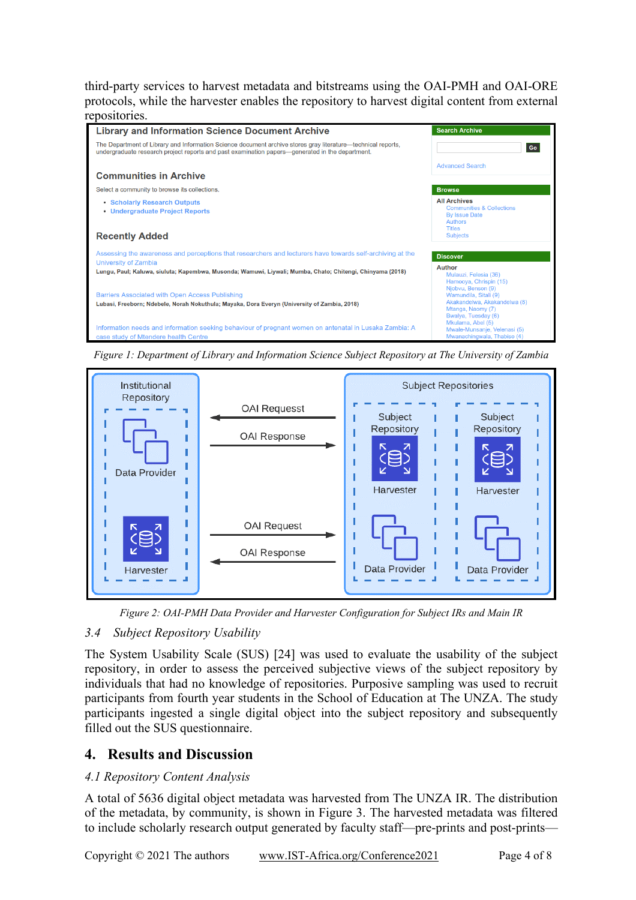third-party services to harvest metadata and bitstreams using the OAI-PMH and OAI-ORE protocols, while the harvester enables the repository to harvest digital content from external repositories.

*Figure 1: Department of Library and Information Science Subject Repository at The University of Zambia*

*Figure 2: OAI-PMH Data Provider and Harvester Configuration for Subject IRs and Main IR*

### *3.4 Subject Repository Usability*

The System Usability Scale (SUS) [24] was used to evaluate the usability of the subject repository, in order to assess the perceived subjective views of the subject repository by individuals that had no knowledge of repositories. Purposive sampling was used to recruit participants from fourth year students in the School of Education at The UNZA. The study participants ingested a single digital object into the subject repository and subsequently filled out the SUS questionnaire.

## 4. Results and Discussion

### *4.1 Repository Content Analysis*

A total of 5636 digital object metadata was harvested from The UNZA IR. The distribution of the metadata, by community, is shown in Figure 3. The harvested metadata was filtered to include scholarly research output generated by faculty staff—pre-prints and post-prints—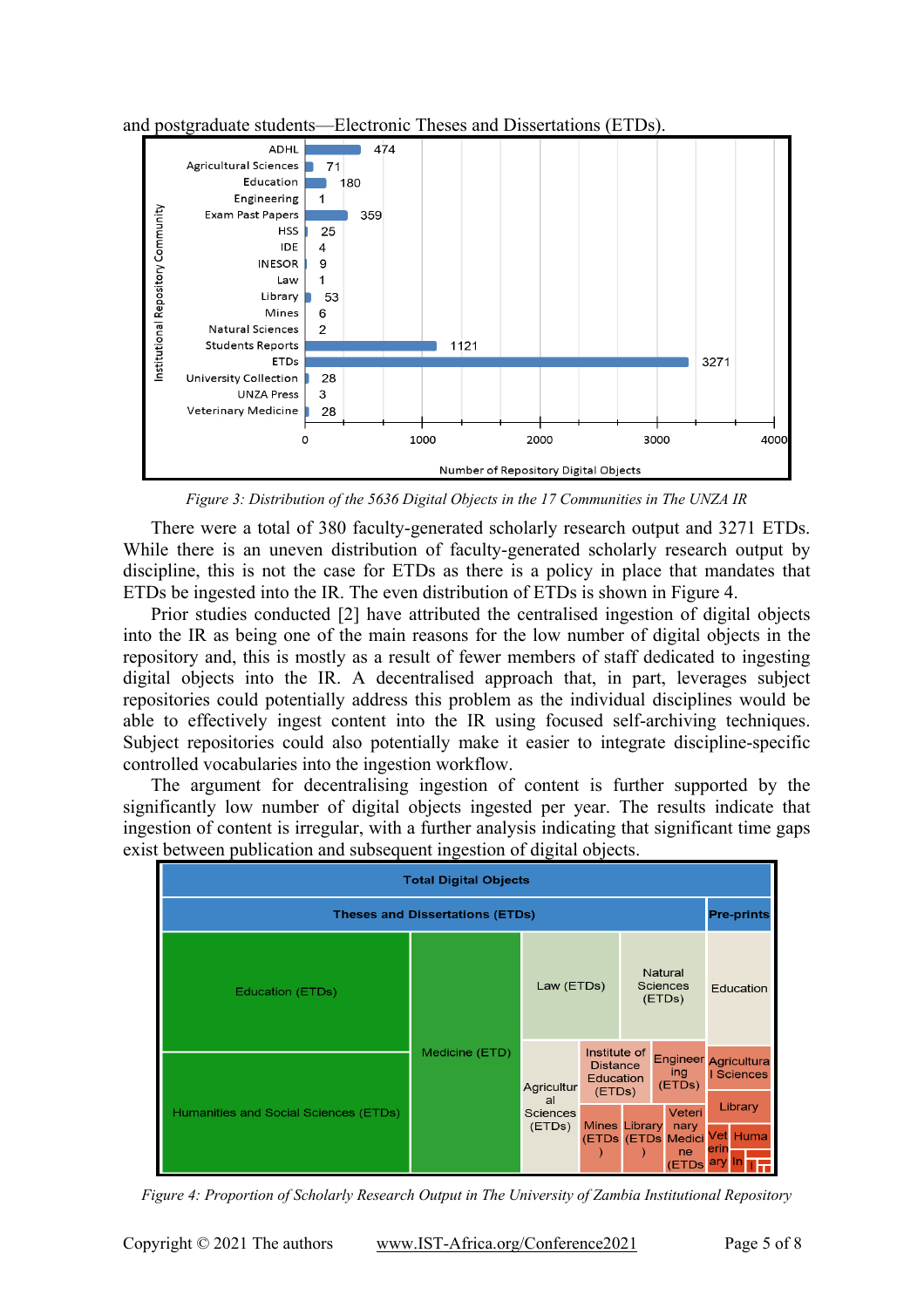and postgraduate students—Electronic Theses and Dissertations (ETDs).

*Figure 3: Distribution of the 5636 Digital Objects in the 17 Communities in The UNZA IR*

There were a total of 380 faculty-generated scholarly research output and 3271 ETDs. While there is an uneven distribution of faculty-generated scholarly research output by discipline, this is not the case for ETDs as there is a policy in place that mandates that ETDs be ingested into the IR. The even distribution of ETDs is shown in Figure 4.

Prior studies conducted [2] have attributed the centralised ingestion of digital objects into the IR as being one of the main reasons for the low number of digital objects in the repository and, this is mostly as a result of fewer members of staff dedicated to ingesting digital objects into the IR. A decentralised approach that, in part, leverages subject repositories could potentially address this problem as the individual disciplines would be able to effectively ingest content into the IR using focused self-archiving techniques. Subject repositories could also potentially make it easier to integrate discipline-specific controlled vocabularies into the ingestion workflow.

The argument for decentralising ingestion of content is further supported by the significantly low number of digital objects ingested per year. The results indicate that ingestion of content is irregular, with a further analysis indicating that significant time gaps exist between publication and subsequent ingestion of digital objects.

*Figure 4: Proportion of Scholarly Research Output in The University of Zambia Institutional Repository*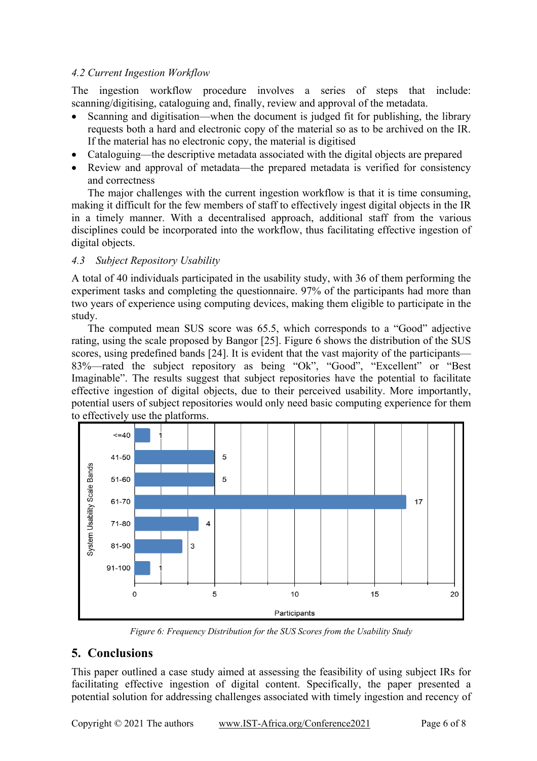### *4.2 Current Ingestion Workflow*

The ingestion workflow procedure involves a series of steps that include: scanning/digitising, cataloguing and, finally, review and approval of the metadata.

- Scanning and digitisation—when the document is judged fit for publishing, the library requests both a hard and electronic copy of the material so as to be archived on the IR. If the material has no electronic copy, the material is digitised
- Cataloguing—the descriptive metadata associated with the digital objects are prepared
- Review and approval of metadata—the prepared metadata is verified for consistency and correctness

The major challenges with the current ingestion workflow is that it is time consuming, making it difficult for the few members of staff to effectively ingest digital objects in the IR in a timely manner. With a decentralised approach, additional staff from the various disciplines could be incorporated into the workflow, thus facilitating effective ingestion of digital objects.

### *4.3 Subject Repository Usability*

A total of 40 individuals participated in the usability study, with 36 of them performing the experiment tasks and completing the questionnaire. 97% of the participants had more than two years of experience using computing devices, making them eligible to participate in the study.

The computed mean SUS score was 65.5, which corresponds to a "Good" adjective rating, using the scale proposed by Bangor [25]. Figure 6 shows the distribution of the SUS scores, using predefined bands [24]. It is evident that the vast majority of the participants—83%—rated the subject repository as being "Ok", "Good", "Excellent" or "Best Imaginable". The results suggest that subject repositories have the potential to facilitate effective ingestion of digital objects, due to their perceived usability. More importantly, potential users of subject repositories would only need basic computing experience for them to effectively use the platforms.

| System Usability Scale Bands | Participants |
|---|---|
| <=40 | 1 |
| 41-50 | 5 |
| 51-60 | 5 |
| 61-70 | 17 |
| 71-80 | 4 |
| 81-90 | 3 |
| 91-100 | 1 |

*Figure 6: Frequency Distribution for the SUS Scores from the Usability Study*

## 5. Conclusions

This paper outlined a case study aimed at assessing the feasibility of using subject IRs for facilitating effective ingestion of digital content. Specifically, the paper presented a potential solution for addressing challenges associated with timely ingestion and recency of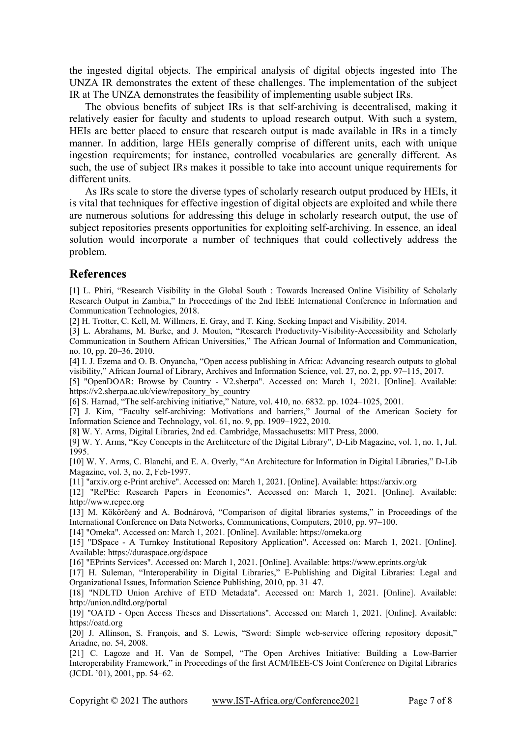the ingested digital objects. The empirical analysis of digital objects ingested into The UNZA IR demonstrates the extent of these challenges. The implementation of the subject IR at The UNZA demonstrates the feasibility of implementing usable subject IRs.

The obvious benefits of subject IRs is that self-archiving is decentralised, making it relatively easier for faculty and students to upload research output. With such a system, HEIs are better placed to ensure that research output is made available in IRs in a timely manner. In addition, large HEIs generally comprise of different units, each with unique ingestion requirements; for instance, controlled vocabularies are generally different. As such, the use of subject IRs makes it possible to take into account unique requirements for different units.

As IRs scale to store the diverse types of scholarly research output produced by HEIs, it is vital that techniques for effective ingestion of digital objects are exploited and while there are numerous solutions for addressing this deluge in scholarly research output, the use of subject repositories presents opportunities for exploiting self-archiving. In essence, an ideal solution would incorporate a number of techniques that could collectively address the problem.

## References

[1] L. Phiri, "Research Visibility in the Global South : Towards Increased Online Visibility of Scholarly Research Output in Zambia," In Proceedings of the 2nd IEEE International Conference in Information and Communication Technologies, 2018.

[2] H. Trotter, C. Kell, M. Willmers, E. Gray, and T. King, Seeking Impact and Visibility. 2014.

[3] L. Abrahams, M. Burke, and J. Mouton, "Research Productivity-Visibility-Accessibility and Scholarly Communication in Southern African Universities," The African Journal of Information and Communication, no. 10, pp. 20–36, 2010.

[4] I. J. Ezema and O. B. Onyancha, "Open access publishing in Africa: Advancing research outputs to global visibility," African Journal of Library, Archives and Information Science, vol. 27, no. 2, pp. 97–115, 2017.

[5] "OpenDOAR: Browse by Country - V2.sherpa". Accessed on: March 1, 2021. [Online]. Available: https://v2.sherpa.ac.uk/view/repository_by_country

[6] S. Harnad, "The self-archiving initiative," Nature, vol. 410, no. 6832. pp. 1024–1025, 2001.

[7] J. Kim, "Faculty self-archiving: Motivations and barriers," Journal of the American Society for Information Science and Technology, vol. 61, no. 9, pp. 1909–1922, 2010.

[8] W. Y. Arms, Digital Libraries, 2nd ed. Cambridge, Massachusetts: MIT Press, 2000.

[9] W. Y. Arms, "Key Concepts in the Architecture of the Digital Library", D-Lib Magazine, vol. 1, no. 1, Jul. 1995.

[10] W. Y. Arms, C. Blanchi, and E. A. Overly, "An Architecture for Information in Digital Libraries," D-Lib Magazine, vol. 3, no. 2, Feb-1997.

[11] "arxiv.org e-Print archive". Accessed on: March 1, 2021. [Online]. Available: https://arxiv.org

[12] "RePEc: Research Papers in Economics". Accessed on: March 1, 2021. [Online]. Available: http://www.repec.org

[13] M. Kökörčený and A. Bodnárová, "Comparison of digital libraries systems," in Proceedings of the International Conference on Data Networks, Communications, Computers, 2010, pp. 97–100.

[14] "Omeka". Accessed on: March 1, 2021. [Online]. Available: https://omeka.org

[15] "DSpace - A Turnkey Institutional Repository Application". Accessed on: March 1, 2021. [Online]. Available: https://duraspace.org/dspace

[16] "EPrints Services". Accessed on: March 1, 2021. [Online]. Available: https://www.eprints.org/uk

[17] H. Suleman, "Interoperability in Digital Libraries," E-Publishing and Digital Libraries: Legal and Organizational Issues, Information Science Publishing, 2010, pp. 31–47.

[18] "NDLTD Union Archive of ETD Metadata". Accessed on: March 1, 2021. [Online]. Available: http://union.ndltd.org/portal

[19] "OATD - Open Access Theses and Dissertations". Accessed on: March 1, 2021. [Online]. Available: https://oatd.org

[20] J. Allinson, S. François, and S. Lewis, "Sword: Simple web-service offering repository deposit," Ariadne, no. 54, 2008.

[21] C. Lagoze and H. Van de Sompel, "The Open Archives Initiative: Building a Low-Barrier Interoperability Framework," in Proceedings of the first ACM/IEEE-CS Joint Conference on Digital Libraries (JCDL '01), 2001, pp. 54–62.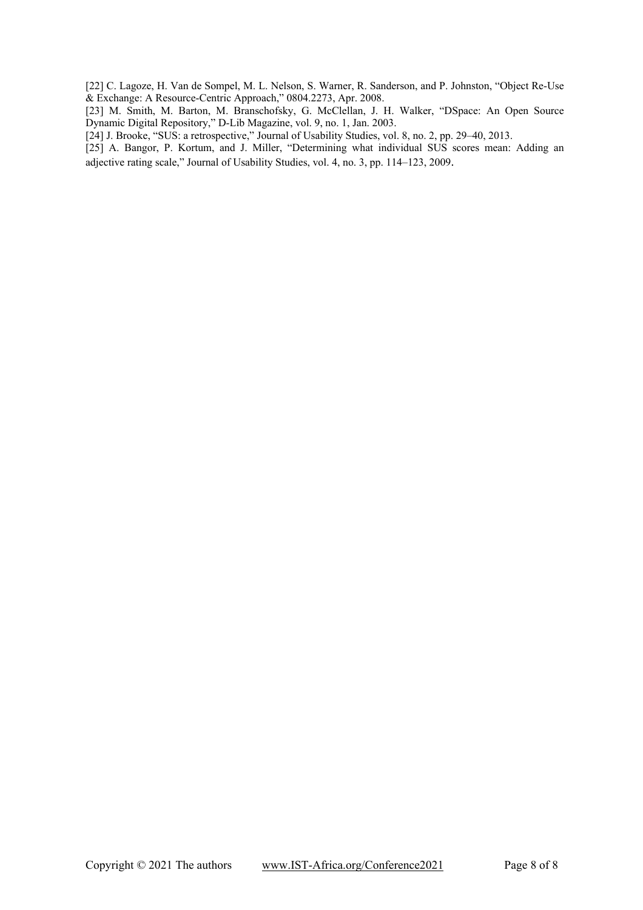[22] C. Lagoze, H. Van de Sompel, M. L. Nelson, S. Warner, R. Sanderson, and P. Johnston, "Object Re-Use & Exchange: A Resource-Centric Approach," 0804.2273, Apr. 2008.

[23] M. Smith, M. Barton, M. Branschofsky, G. McClellan, J. H. Walker, "DSpace: An Open Source Dynamic Digital Repository," D-Lib Magazine, vol. 9, no. 1, Jan. 2003.

[24] J. Brooke, "SUS: a retrospective," Journal of Usability Studies, vol. 8, no. 2, pp. 29–40, 2013.

[25] A. Bangor, P. Kortum, and J. Miller, "Determining what individual SUS scores mean: Adding an adjective rating scale," Journal of Usability Studies, vol. 4, no. 3, pp. 114–123, 2009.